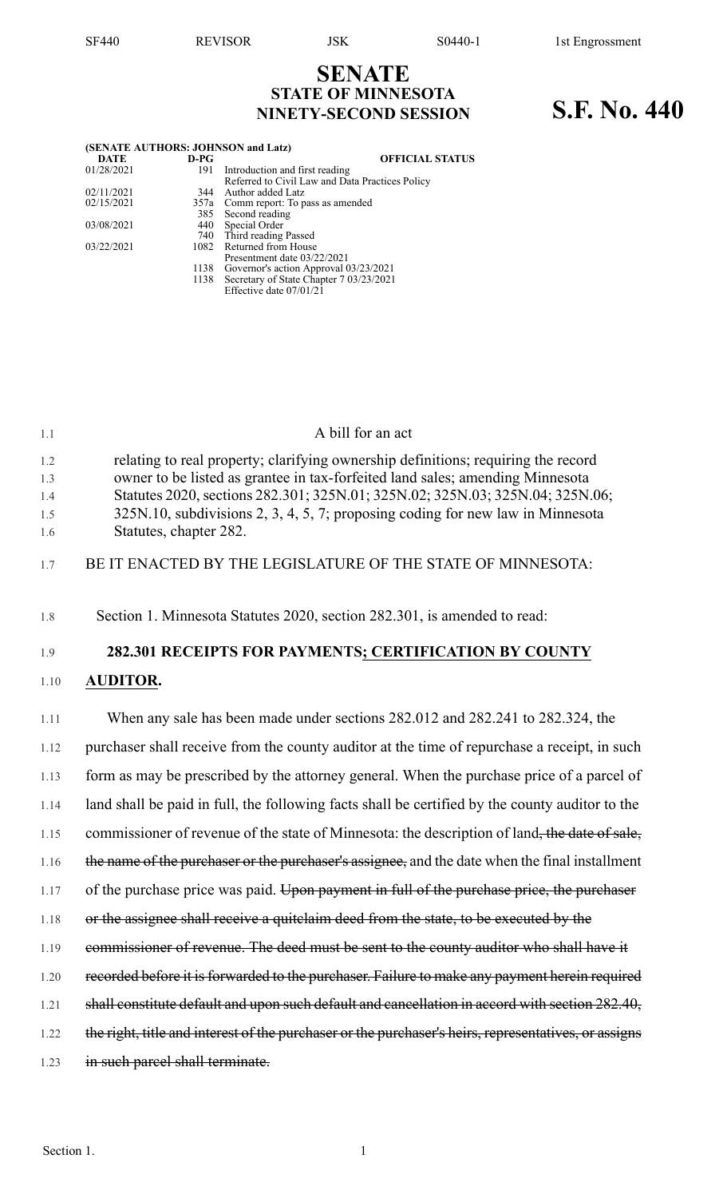# SENATE
## STATE OF MINNESOTA
## NINETY-SECOND SESSION

# S.F. No. 440

**(SENATE AUTHORS: JOHNSON and Latz)**

| DATE | D-PG | OFFICIAL STATUS |
|---|---|---|
| 01/28/2021 | 191 | Introduction and first reading |
| | | Referred to Civil Law and Data Practices Policy |
| 02/11/2021 | 344 | Author added Latz |
| 02/15/2021 | 357a | Comm report: To pass as amended |
| | 385 | Second reading |
| 03/08/2021 | 440 | Special Order |
| | 740 | Third reading Passed |
| 03/22/2021 | 1082 | Returned from House |
| | | Presentment date 03/22/2021 |
| | 1138 | Governor's action Approval 03/23/2021 |
| | 1138 | Secretary of State Chapter 7 03/23/2021 |
| | | Effective date 07/01/21 |

A bill for an act

relating to real property; clarifying ownership definitions; requiring the record owner to be listed as grantee in tax-forfeited land sales; amending Minnesota Statutes 2020, sections 282.301; 325N.01; 325N.02; 325N.03; 325N.04; 325N.06; 325N.10, subdivisions 2, 3, 4, 5, 7; proposing coding for new law in Minnesota Statutes, chapter 282.

BE IT ENACTED BY THE LEGISLATURE OF THE STATE OF MINNESOTA:

Section 1. Minnesota Statutes 2020, section 282.301, is amended to read:

**282.301 RECEIPTS FOR PAYMENTS; CERTIFICATION BY COUNTY AUDITOR.**

When any sale has been made under sections 282.012 and 282.241 to 282.324, the purchaser shall receive from the county auditor at the time of repurchase a receipt, in such form as may be prescribed by the attorney general. When the purchase price of a parcel of land shall be paid in full, the following facts shall be certified by the county auditor to the commissioner of revenue of the state of Minnesota: the description of land~~, the date of sale, the name of the purchaser or the purchaser's assignee,~~ and the date when the final installment of the purchase price was paid. ~~Upon payment in full of the purchase price, the purchaser or the assignee shall receive a quitclaim deed from the state, to be executed by the commissioner of revenue. The deed must be sent to the county auditor who shall have it recorded before it is forwarded to the purchaser. Failure to make any payment herein required shall constitute default and upon such default and cancellation in accord with section 282.40, the right, title and interest of the purchaser or the purchaser's heirs, representatives, or assigns in such parcel shall terminate.~~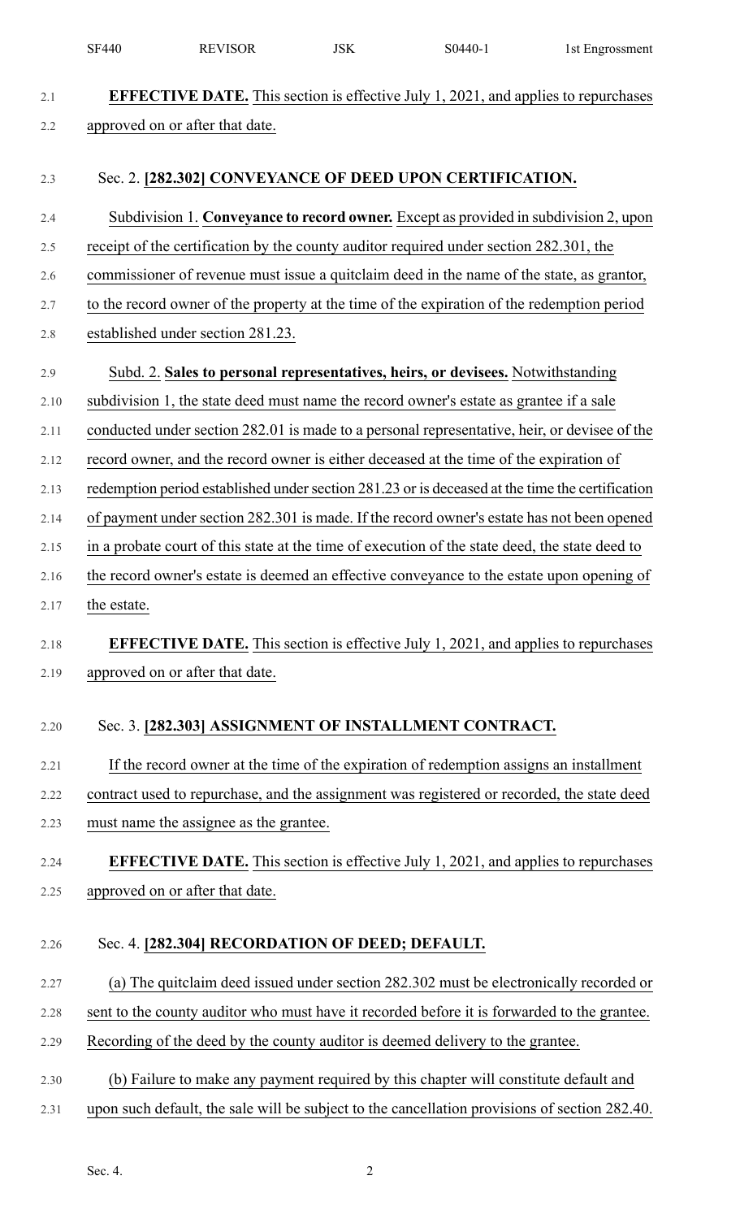**EFFECTIVE DATE.** This section is effective July 1, 2021, and applies to repurchases approved on or after that date.

Sec. 2. **[282.302] CONVEYANCE OF DEED UPON CERTIFICATION.**

Subdivision 1. **Conveyance to record owner.** Except as provided in subdivision 2, upon receipt of the certification by the county auditor required under section 282.301, the commissioner of revenue must issue a quitclaim deed in the name of the state, as grantor, to the record owner of the property at the time of the expiration of the redemption period established under section 281.23.

Subd. 2. **Sales to personal representatives, heirs, or devisees.** Notwithstanding subdivision 1, the state deed must name the record owner's estate as grantee if a sale conducted under section 282.01 is made to a personal representative, heir, or devisee of the record owner, and the record owner is either deceased at the time of the expiration of redemption period established under section 281.23 or is deceased at the time the certification of payment under section 282.301 is made. If the record owner's estate has not been opened in a probate court of this state at the time of execution of the state deed, the state deed to the record owner's estate is deemed an effective conveyance to the estate upon opening of the estate.

**EFFECTIVE DATE.** This section is effective July 1, 2021, and applies to repurchases approved on or after that date.

Sec. 3. **[282.303] ASSIGNMENT OF INSTALLMENT CONTRACT.**

If the record owner at the time of the expiration of redemption assigns an installment contract used to repurchase, and the assignment was registered or recorded, the state deed must name the assignee as the grantee.

**EFFECTIVE DATE.** This section is effective July 1, 2021, and applies to repurchases approved on or after that date.

Sec. 4. **[282.304] RECORDATION OF DEED; DEFAULT.**

(a) The quitclaim deed issued under section 282.302 must be electronically recorded or sent to the county auditor who must have it recorded before it is forwarded to the grantee. Recording of the deed by the county auditor is deemed delivery to the grantee.

(b) Failure to make any payment required by this chapter will constitute default and upon such default, the sale will be subject to the cancellation provisions of section 282.40.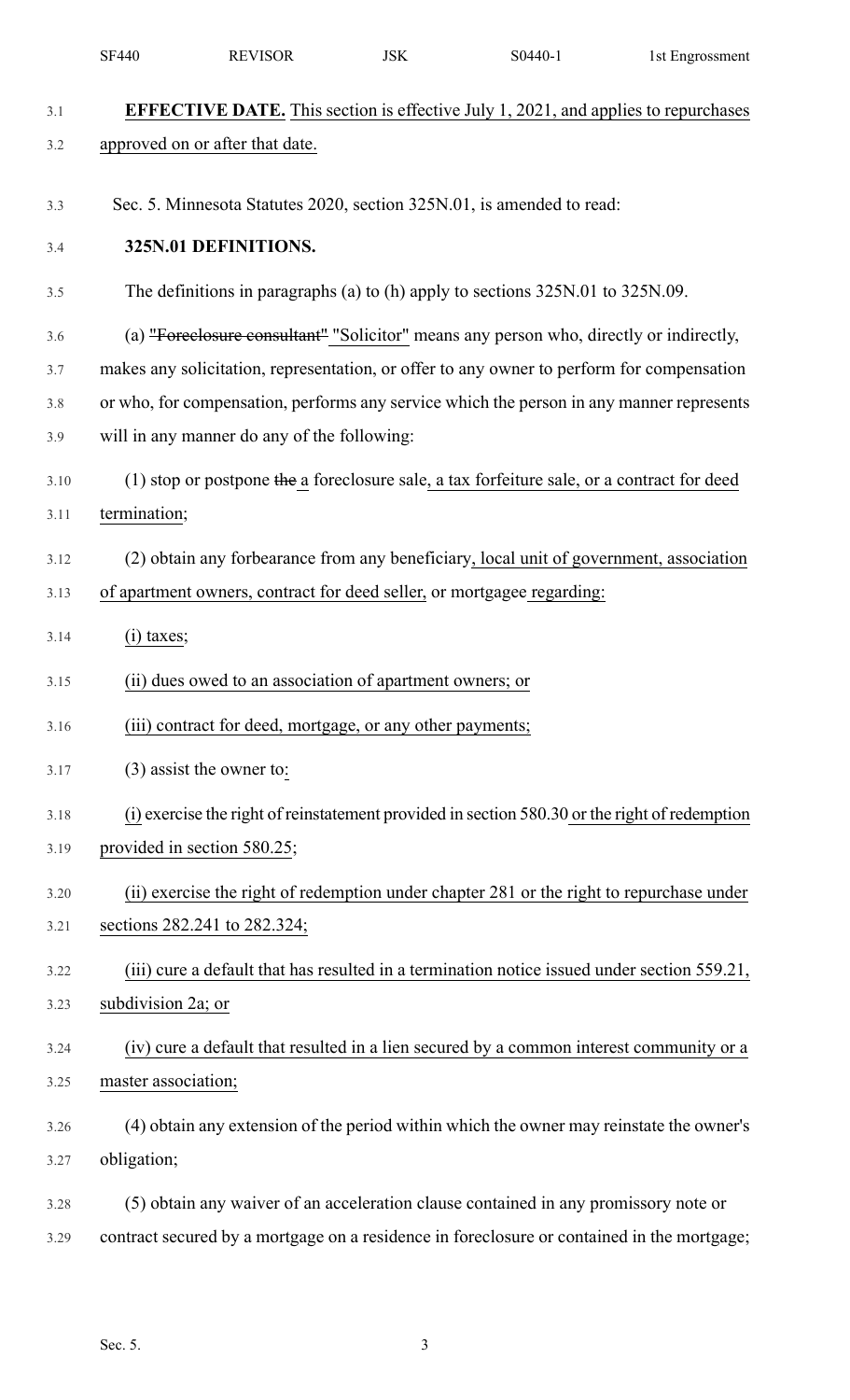**EFFECTIVE DATE.** This section is effective July 1, 2021, and applies to repurchases approved on or after that date.

Sec. 5. Minnesota Statutes 2020, section 325N.01, is amended to read:

**325N.01 DEFINITIONS.**

The definitions in paragraphs (a) to (h) apply to sections 325N.01 to 325N.09.

(a) ~~"Foreclosure consultant"~~ "Solicitor" means any person who, directly or indirectly, makes any solicitation, representation, or offer to any owner to perform for compensation or who, for compensation, performs any service which the person in any manner represents will in any manner do any of the following:

(1) stop or postpone ~~the~~ a foreclosure sale, a tax forfeiture sale, or a contract for deed termination;

(2) obtain any forbearance from any beneficiary, local unit of government, association of apartment owners, contract for deed seller, or mortgagee regarding:

(i) taxes;

(ii) dues owed to an association of apartment owners; or

(iii) contract for deed, mortgage, or any other payments;

(3) assist the owner to:

(i) exercise the right of reinstatement provided in section 580.30 or the right of redemption provided in section 580.25;

(ii) exercise the right of redemption under chapter 281 or the right to repurchase under sections 282.241 to 282.324;

(iii) cure a default that has resulted in a termination notice issued under section 559.21, subdivision 2a; or

(iv) cure a default that resulted in a lien secured by a common interest community or a master association;

(4) obtain any extension of the period within which the owner may reinstate the owner's obligation;

(5) obtain any waiver of an acceleration clause contained in any promissory note or contract secured by a mortgage on a residence in foreclosure or contained in the mortgage;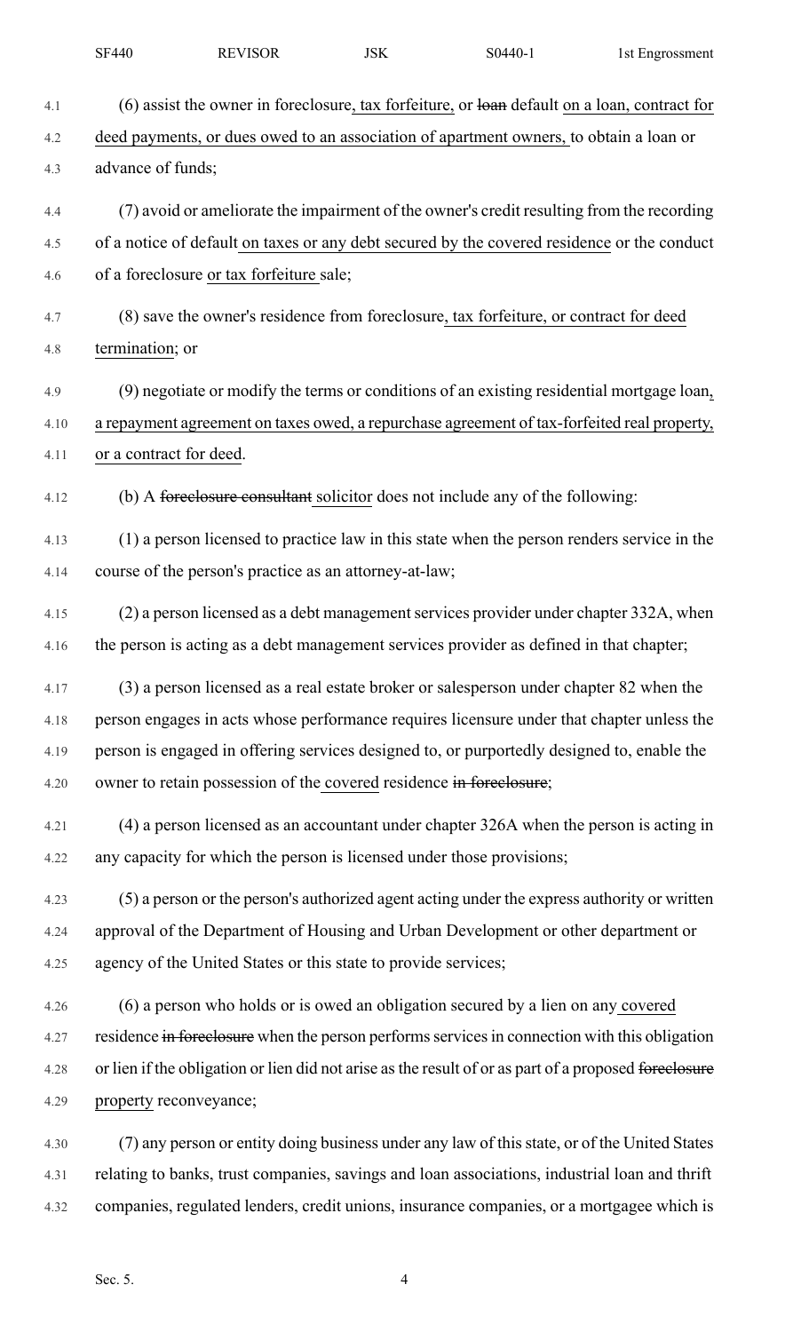(6) assist the owner in foreclosure, tax forfeiture, or ~~loan~~ default on a loan, contract for deed payments, or dues owed to an association of apartment owners, to obtain a loan or advance of funds;

(7) avoid or ameliorate the impairment of the owner's credit resulting from the recording of a notice of default on taxes or any debt secured by the covered residence or the conduct of a foreclosure or tax forfeiture sale;

(8) save the owner's residence from foreclosure, tax forfeiture, or contract for deed termination; or

(9) negotiate or modify the terms or conditions of an existing residential mortgage loan, a repayment agreement on taxes owed, a repurchase agreement of tax-forfeited real property, or a contract for deed.

(b) A ~~foreclosure consultant~~ solicitor does not include any of the following:

(1) a person licensed to practice law in this state when the person renders service in the course of the person's practice as an attorney-at-law;

(2) a person licensed as a debt management services provider under chapter 332A, when the person is acting as a debt management services provider as defined in that chapter;

(3) a person licensed as a real estate broker or salesperson under chapter 82 when the person engages in acts whose performance requires licensure under that chapter unless the person is engaged in offering services designed to, or purportedly designed to, enable the owner to retain possession of the covered residence ~~in foreclosure~~;

(4) a person licensed as an accountant under chapter 326A when the person is acting in any capacity for which the person is licensed under those provisions;

(5) a person or the person's authorized agent acting under the express authority or written approval of the Department of Housing and Urban Development or other department or agency of the United States or this state to provide services;

(6) a person who holds or is owed an obligation secured by a lien on any covered residence ~~in foreclosure~~ when the person performs services in connection with this obligation or lien if the obligation or lien did not arise as the result of or as part of a proposed ~~foreclosure~~ property reconveyance;

(7) any person or entity doing business under any law of this state, or of the United States relating to banks, trust companies, savings and loan associations, industrial loan and thrift companies, regulated lenders, credit unions, insurance companies, or a mortgagee which is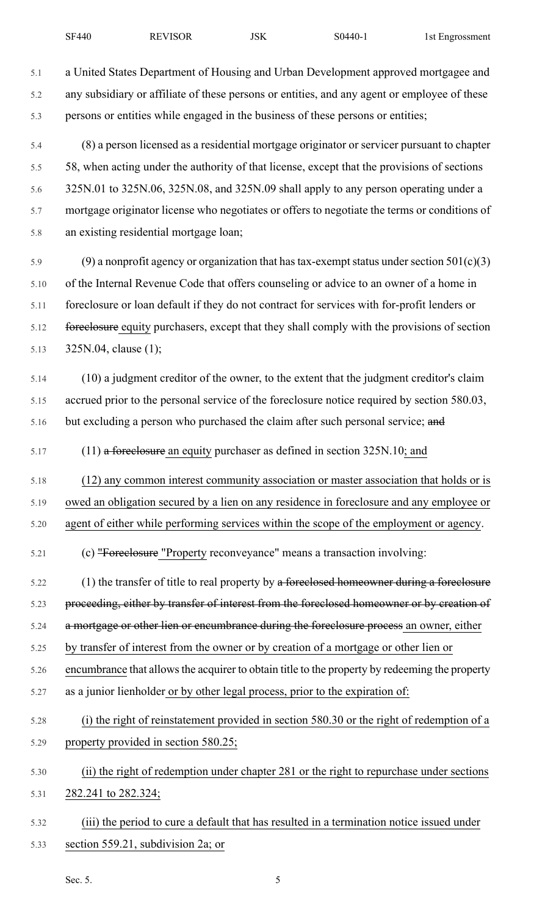a United States Department of Housing and Urban Development approved mortgagee and any subsidiary or affiliate of these persons or entities, and any agent or employee of these persons or entities while engaged in the business of these persons or entities;

(8) a person licensed as a residential mortgage originator or servicer pursuant to chapter 58, when acting under the authority of that license, except that the provisions of sections 325N.01 to 325N.06, 325N.08, and 325N.09 shall apply to any person operating under a mortgage originator license who negotiates or offers to negotiate the terms or conditions of an existing residential mortgage loan;

(9) a nonprofit agency or organization that has tax-exempt status under section 501(c)(3) of the Internal Revenue Code that offers counseling or advice to an owner of a home in foreclosure or loan default if they do not contract for services with for-profit lenders or ~~foreclosure~~ equity purchasers, except that they shall comply with the provisions of section 325N.04, clause (1);

(10) a judgment creditor of the owner, to the extent that the judgment creditor's claim accrued prior to the personal service of the foreclosure notice required by section 580.03, but excluding a person who purchased the claim after such personal service; ~~and~~

(11) ~~a foreclosure~~ an equity purchaser as defined in section 325N.10; and

(12) any common interest community association or master association that holds or is owed an obligation secured by a lien on any residence in foreclosure and any employee or agent of either while performing services within the scope of the employment or agency.

(c) ~~"Foreclosure~~ "Property reconveyance" means a transaction involving:

(1) the transfer of title to real property by ~~a foreclosed homeowner during a foreclosure proceeding, either by transfer of interest from the foreclosed homeowner or by creation of a mortgage or other lien or encumbrance during the foreclosure process~~ an owner, either by transfer of interest from the owner or by creation of a mortgage or other lien or encumbrance that allows the acquirer to obtain title to the property by redeeming the property as a junior lienholder or by other legal process, prior to the expiration of:

(i) the right of reinstatement provided in section 580.30 or the right of redemption of a property provided in section 580.25;

(ii) the right of redemption under chapter 281 or the right to repurchase under sections 282.241 to 282.324;

(iii) the period to cure a default that has resulted in a termination notice issued under section 559.21, subdivision 2a; or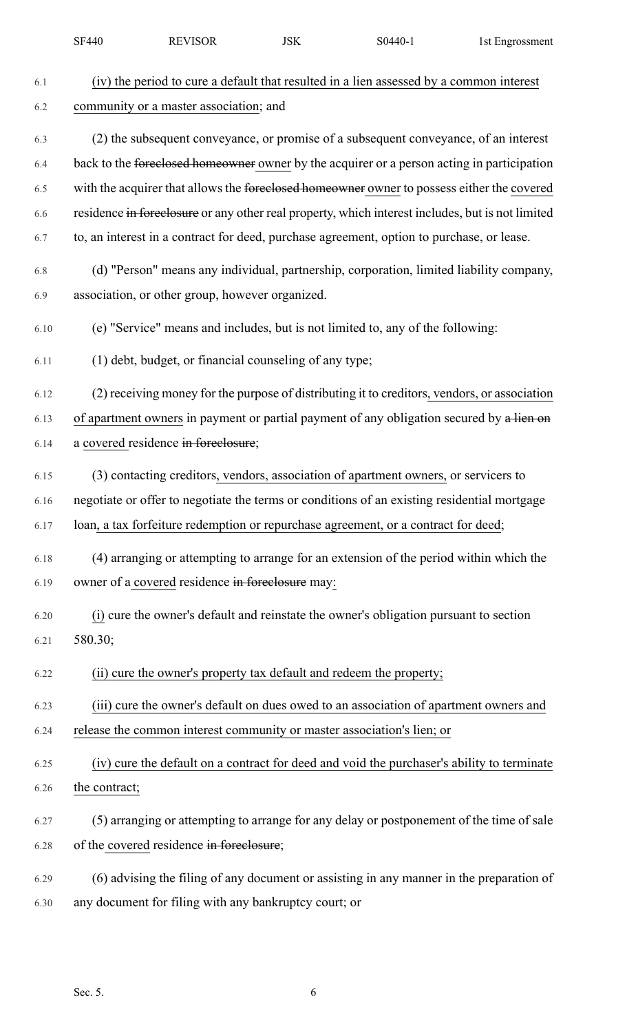(iv) the period to cure a default that resulted in a lien assessed by a common interest community or a master association; and

(2) the subsequent conveyance, or promise of a subsequent conveyance, of an interest back to the ~~foreclosed homeowner~~ owner by the acquirer or a person acting in participation with the acquirer that allows the ~~foreclosed homeowner~~ owner to possess either the covered residence ~~in foreclosure~~ or any other real property, which interest includes, but is not limited to, an interest in a contract for deed, purchase agreement, option to purchase, or lease.

(d) "Person" means any individual, partnership, corporation, limited liability company, association, or other group, however organized.

(e) "Service" means and includes, but is not limited to, any of the following:

(1) debt, budget, or financial counseling of any type;

(2) receiving money for the purpose of distributing it to creditors, vendors, or association of apartment owners in payment or partial payment of any obligation secured by ~~a lien on~~ a covered residence ~~in foreclosure~~;

(3) contacting creditors, vendors, association of apartment owners, or servicers to negotiate or offer to negotiate the terms or conditions of an existing residential mortgage loan, a tax forfeiture redemption or repurchase agreement, or a contract for deed;

(4) arranging or attempting to arrange for an extension of the period within which the owner of a covered residence ~~in foreclosure~~ may:

(i) cure the owner's default and reinstate the owner's obligation pursuant to section 580.30;

(ii) cure the owner's property tax default and redeem the property;

(iii) cure the owner's default on dues owed to an association of apartment owners and release the common interest community or master association's lien; or

(iv) cure the default on a contract for deed and void the purchaser's ability to terminate the contract;

(5) arranging or attempting to arrange for any delay or postponement of the time of sale of the covered residence ~~in foreclosure~~;

(6) advising the filing of any document or assisting in any manner in the preparation of any document for filing with any bankruptcy court; or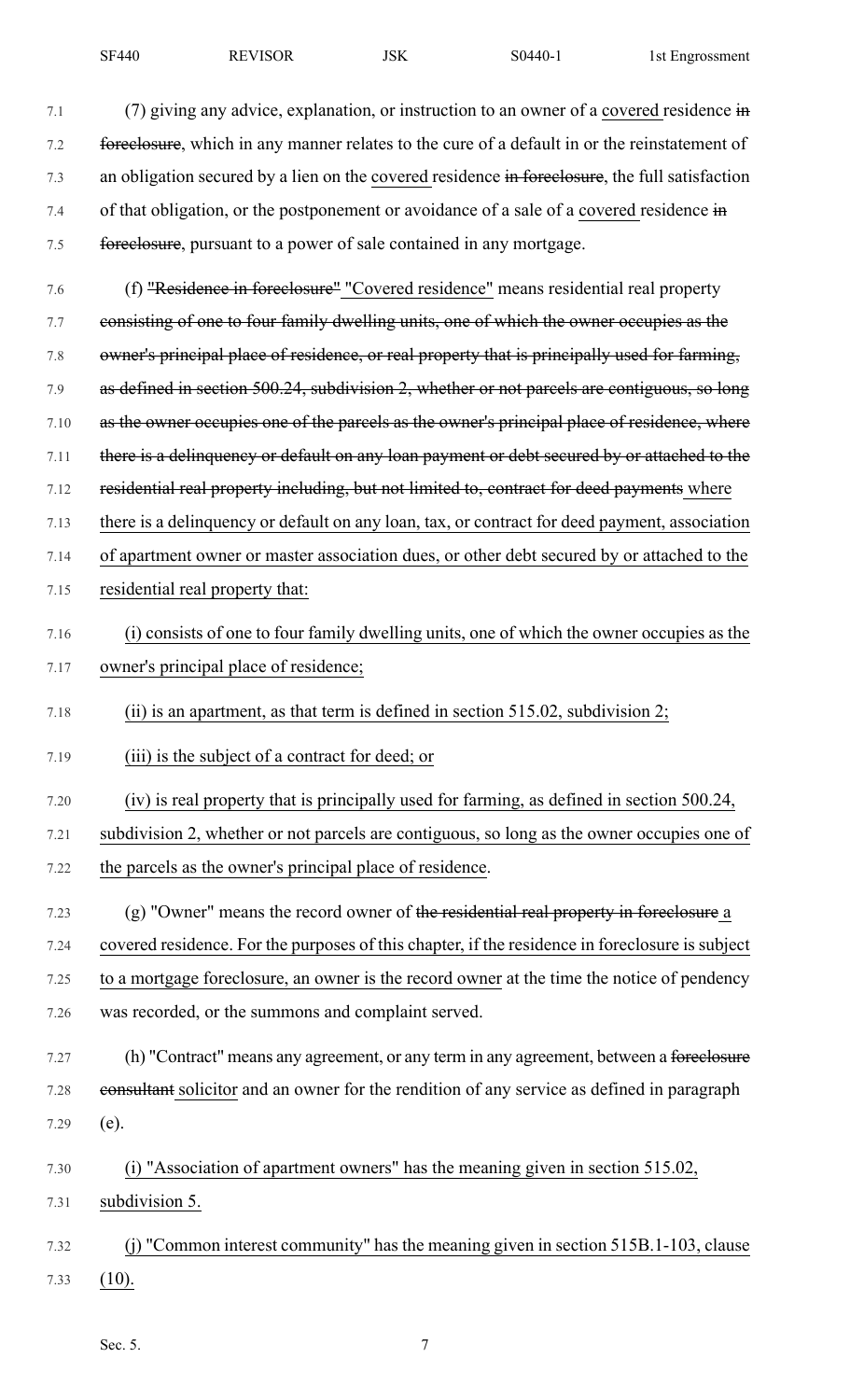(7) giving any advice, explanation, or instruction to an owner of a covered residence ~~in foreclosure~~, which in any manner relates to the cure of a default in or the reinstatement of an obligation secured by a lien on the covered residence ~~in foreclosure~~, the full satisfaction of that obligation, or the postponement or avoidance of a sale of a covered residence ~~in foreclosure~~, pursuant to a power of sale contained in any mortgage.

(f) ~~"Residence in foreclosure"~~ "Covered residence" means residential real property ~~consisting of one to four family dwelling units, one of which the owner occupies as the owner's principal place of residence, or real property that is principally used for farming, as defined in section 500.24, subdivision 2, whether or not parcels are contiguous, so long as the owner occupies one of the parcels as the owner's principal place of residence, where there is a delinquency or default on any loan payment or debt secured by or attached to the residential real property including, but not limited to, contract for deed payments~~ where there is a delinquency or default on any loan, tax, or contract for deed payment, association of apartment owner or master association dues, or other debt secured by or attached to the residential real property that:

(i) consists of one to four family dwelling units, one of which the owner occupies as the owner's principal place of residence;

(ii) is an apartment, as that term is defined in section 515.02, subdivision 2;

(iii) is the subject of a contract for deed; or

(iv) is real property that is principally used for farming, as defined in section 500.24, subdivision 2, whether or not parcels are contiguous, so long as the owner occupies one of the parcels as the owner's principal place of residence.

(g) "Owner" means the record owner of ~~the residential real property in foreclosure~~ a covered residence. For the purposes of this chapter, if the residence in foreclosure is subject to a mortgage foreclosure, an owner is the record owner at the time the notice of pendency was recorded, or the summons and complaint served.

(h) "Contract" means any agreement, or any term in any agreement, between a ~~foreclosure consultant~~ solicitor and an owner for the rendition of any service as defined in paragraph (e).

(i) "Association of apartment owners" has the meaning given in section 515.02, subdivision 5.

(j) "Common interest community" has the meaning given in section 515B.1-103, clause (10).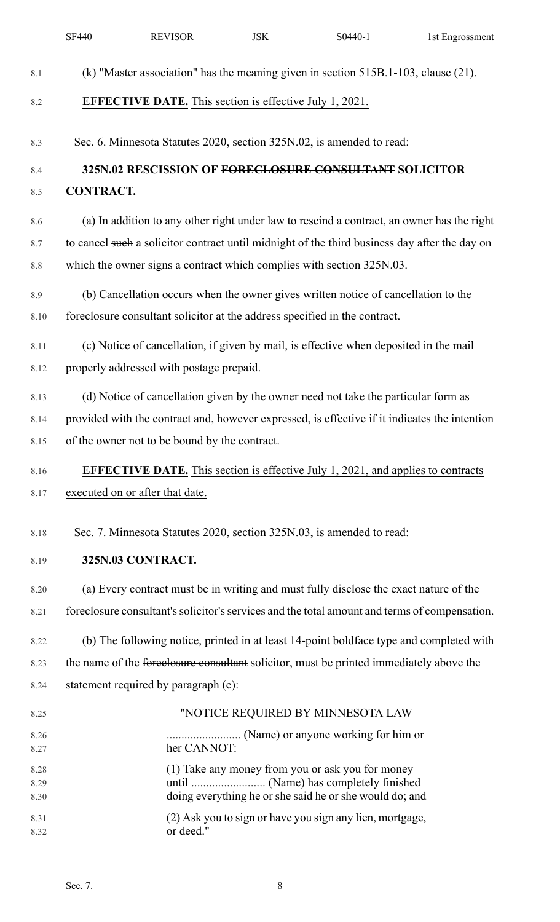(k) "Master association" has the meaning given in section 515B.1-103, clause (21).

**EFFECTIVE DATE.** This section is effective July 1, 2021.

Sec. 6. Minnesota Statutes 2020, section 325N.02, is amended to read:

**325N.02 RESCISSION OF ~~FORECLOSURE CONSULTANT~~ SOLICITOR CONTRACT.**

(a) In addition to any other right under law to rescind a contract, an owner has the right to cancel ~~such~~ a solicitor contract until midnight of the third business day after the day on which the owner signs a contract which complies with section 325N.03.

(b) Cancellation occurs when the owner gives written notice of cancellation to the ~~foreclosure consultant~~ solicitor at the address specified in the contract.

(c) Notice of cancellation, if given by mail, is effective when deposited in the mail properly addressed with postage prepaid.

(d) Notice of cancellation given by the owner need not take the particular form as provided with the contract and, however expressed, is effective if it indicates the intention of the owner not to be bound by the contract.

**EFFECTIVE DATE.** This section is effective July 1, 2021, and applies to contracts executed on or after that date.

Sec. 7. Minnesota Statutes 2020, section 325N.03, is amended to read:

**325N.03 CONTRACT.**

(a) Every contract must be in writing and must fully disclose the exact nature of the ~~foreclosure consultant's~~ solicitor's services and the total amount and terms of compensation.

(b) The following notice, printed in at least 14-point boldface type and completed with the name of the ~~foreclosure consultant~~ solicitor, must be printed immediately above the statement required by paragraph (c):

"NOTICE REQUIRED BY MINNESOTA LAW

......................... (Name) or anyone working for him or her CANNOT:

(1) Take any money from you or ask you for money until ......................... (Name) has completely finished doing everything he or she said he or she would do; and

(2) Ask you to sign or have you sign any lien, mortgage, or deed."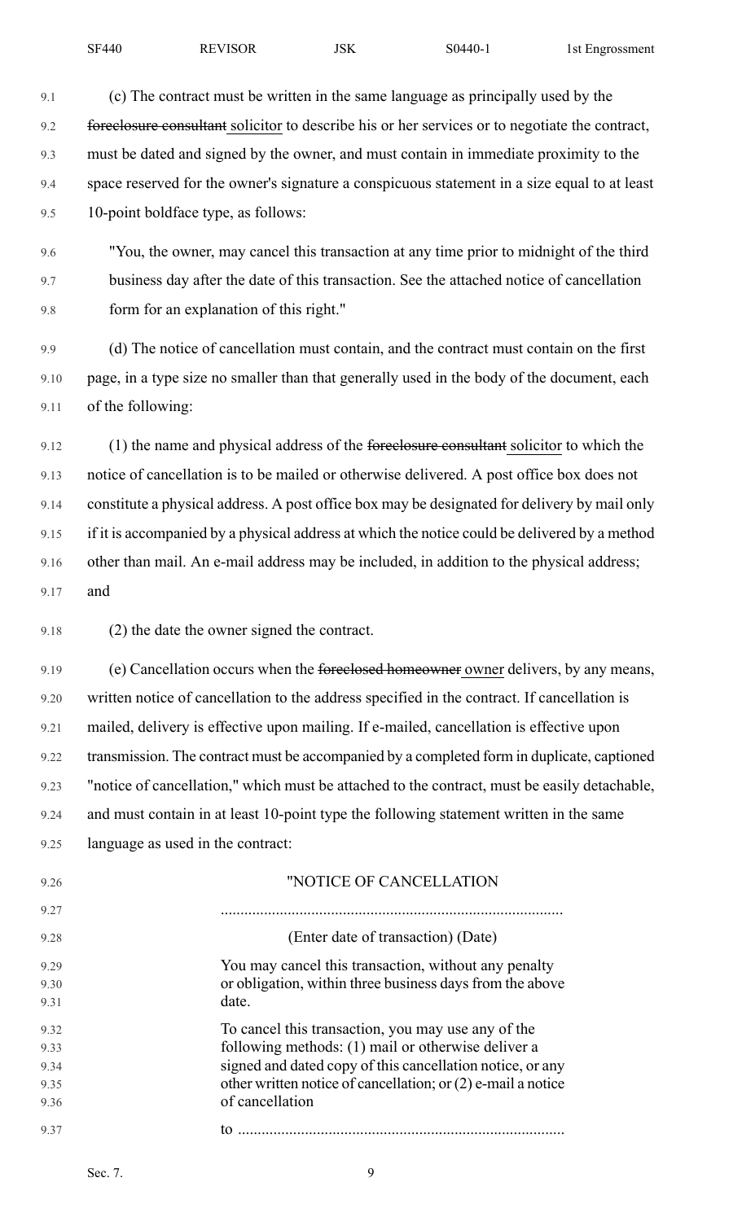(c) The contract must be written in the same language as principally used by the ~~foreclosure consultant~~ solicitor to describe his or her services or to negotiate the contract, must be dated and signed by the owner, and must contain in immediate proximity to the space reserved for the owner's signature a conspicuous statement in a size equal to at least 10-point boldface type, as follows:

"You, the owner, may cancel this transaction at any time prior to midnight of the third business day after the date of this transaction. See the attached notice of cancellation form for an explanation of this right."

(d) The notice of cancellation must contain, and the contract must contain on the first page, in a type size no smaller than that generally used in the body of the document, each of the following:

(1) the name and physical address of the ~~foreclosure consultant~~ solicitor to which the notice of cancellation is to be mailed or otherwise delivered. A post office box does not constitute a physical address. A post office box may be designated for delivery by mail only if it is accompanied by a physical address at which the notice could be delivered by a method other than mail. An e-mail address may be included, in addition to the physical address; and

(2) the date the owner signed the contract.

(e) Cancellation occurs when the ~~foreclosed homeowner~~ owner delivers, by any means, written notice of cancellation to the address specified in the contract. If cancellation is mailed, delivery is effective upon mailing. If e-mailed, cancellation is effective upon transmission. The contract must be accompanied by a completed form in duplicate, captioned "notice of cancellation," which must be attached to the contract, must be easily detachable, and must contain in at least 10-point type the following statement written in the same language as used in the contract:

"NOTICE OF CANCELLATION

..........................................................................................

(Enter date of transaction) (Date)

You may cancel this transaction, without any penalty or obligation, within three business days from the above date.

To cancel this transaction, you may use any of the following methods: (1) mail or otherwise deliver a signed and dated copy of this cancellation notice, or any other written notice of cancellation; or (2) e-mail a notice of cancellation

to ..........................................................................................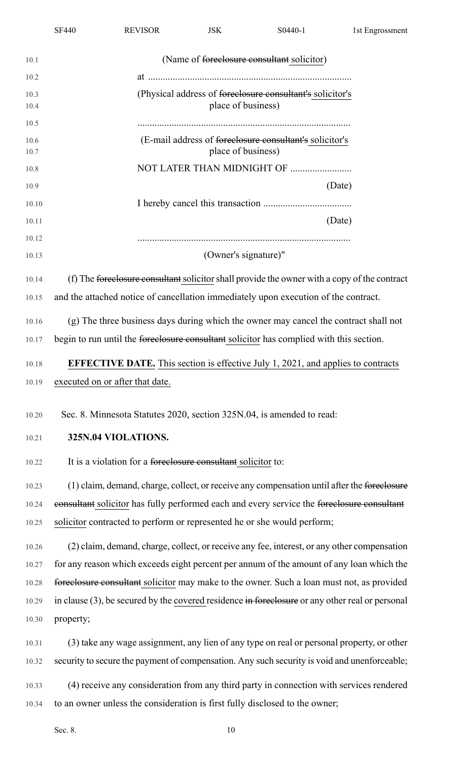(Name of ~~foreclosure consultant~~ solicitor)

at ..................................................................................

(Physical address of ~~foreclosure consultant's~~ solicitor's place of business)

......................................................................................

(E-mail address of ~~foreclosure consultant's~~ solicitor's place of business)

NOT LATER THAN MIDNIGHT OF .........................

(Date)

I hereby cancel this transaction ....................................

(Date)

......................................................................................

(Owner's signature)"

(f) The ~~foreclosure consultant~~ solicitor shall provide the owner with a copy of the contract and the attached notice of cancellation immediately upon execution of the contract.

(g) The three business days during which the owner may cancel the contract shall not begin to run until the ~~foreclosure consultant~~ solicitor has complied with this section.

**EFFECTIVE DATE.** This section is effective July 1, 2021, and applies to contracts executed on or after that date.

Sec. 8. Minnesota Statutes 2020, section 325N.04, is amended to read:

**325N.04 VIOLATIONS.**

It is a violation for a ~~foreclosure consultant~~ solicitor to:

(1) claim, demand, charge, collect, or receive any compensation until after the ~~foreclosure consultant~~ solicitor has fully performed each and every service the ~~foreclosure consultant~~ solicitor contracted to perform or represented he or she would perform;

(2) claim, demand, charge, collect, or receive any fee, interest, or any other compensation for any reason which exceeds eight percent per annum of the amount of any loan which the ~~foreclosure consultant~~ solicitor may make to the owner. Such a loan must not, as provided in clause (3), be secured by the covered residence ~~in foreclosure~~ or any other real or personal property;

(3) take any wage assignment, any lien of any type on real or personal property, or other security to secure the payment of compensation. Any such security is void and unenforceable;

(4) receive any consideration from any third party in connection with services rendered to an owner unless the consideration is first fully disclosed to the owner;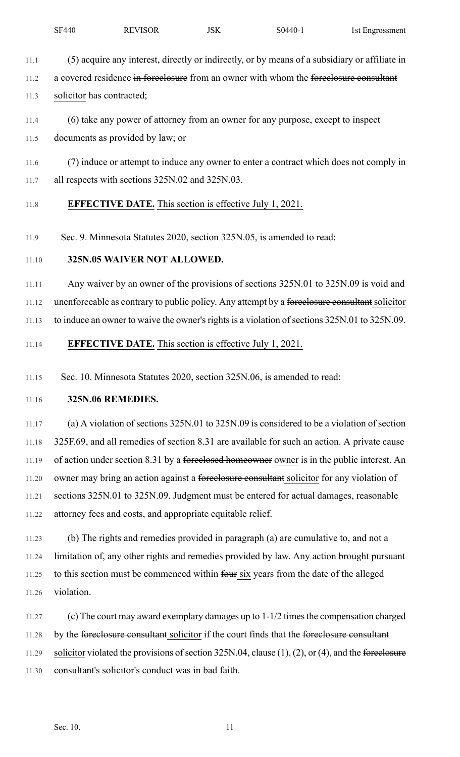(5) acquire any interest, directly or indirectly, or by means of a subsidiary or affiliate in a covered residence ~~in foreclosure~~ from an owner with whom the ~~foreclosure consultant~~ solicitor has contracted;

(6) take any power of attorney from an owner for any purpose, except to inspect documents as provided by law; or

(7) induce or attempt to induce any owner to enter a contract which does not comply in all respects with sections 325N.02 and 325N.03.

**EFFECTIVE DATE.** This section is effective July 1, 2021.

Sec. 9. Minnesota Statutes 2020, section 325N.05, is amended to read:

**325N.05 WAIVER NOT ALLOWED.**

Any waiver by an owner of the provisions of sections 325N.01 to 325N.09 is void and unenforceable as contrary to public policy. Any attempt by a ~~foreclosure consultant~~ solicitor to induce an owner to waive the owner's rights is a violation of sections 325N.01 to 325N.09.

**EFFECTIVE DATE.** This section is effective July 1, 2021.

Sec. 10. Minnesota Statutes 2020, section 325N.06, is amended to read:

**325N.06 REMEDIES.**

(a) A violation of sections 325N.01 to 325N.09 is considered to be a violation of section 325F.69, and all remedies of section 8.31 are available for such an action. A private cause of action under section 8.31 by a ~~foreclosed homeowner~~ owner is in the public interest. An owner may bring an action against a ~~foreclosure consultant~~ solicitor for any violation of sections 325N.01 to 325N.09. Judgment must be entered for actual damages, reasonable attorney fees and costs, and appropriate equitable relief.

(b) The rights and remedies provided in paragraph (a) are cumulative to, and not a limitation of, any other rights and remedies provided by law. Any action brought pursuant to this section must be commenced within ~~four~~ six years from the date of the alleged violation.

(c) The court may award exemplary damages up to 1-1/2 times the compensation charged by the ~~foreclosure consultant~~ solicitor if the court finds that the ~~foreclosure consultant~~ solicitor violated the provisions of section 325N.04, clause (1), (2), or (4), and the ~~foreclosure consultant's~~ solicitor's conduct was in bad faith.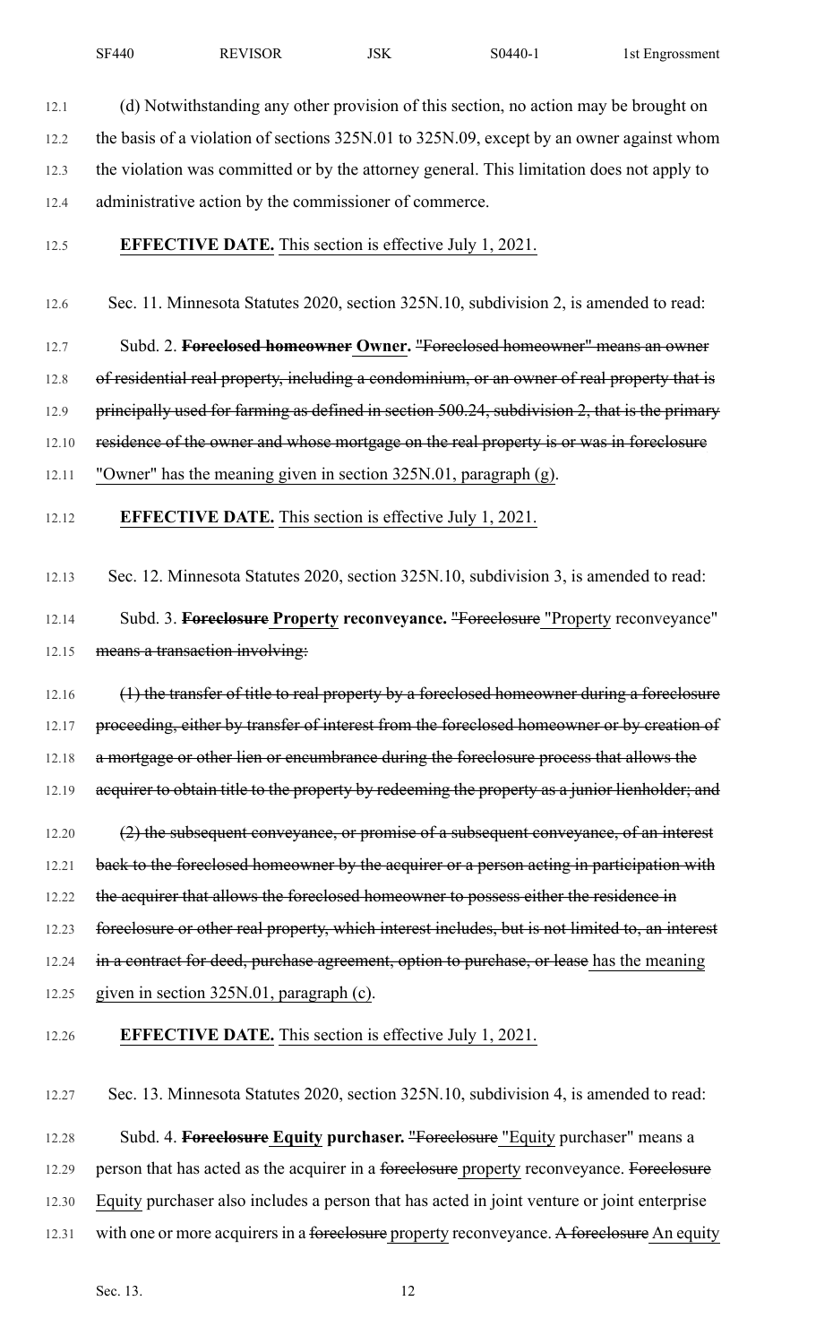(d) Notwithstanding any other provision of this section, no action may be brought on the basis of a violation of sections 325N.01 to 325N.09, except by an owner against whom the violation was committed or by the attorney general. This limitation does not apply to administrative action by the commissioner of commerce.

**EFFECTIVE DATE.** This section is effective July 1, 2021.

Sec. 11. Minnesota Statutes 2020, section 325N.10, subdivision 2, is amended to read:

Subd. 2. ~~**Foreclosed homeowner**~~ **Owner.** ~~"Foreclosed homeowner" means an owner of residential real property, including a condominium, or an owner of real property that is principally used for farming as defined in section 500.24, subdivision 2, that is the primary residence of the owner and whose mortgage on the real property is or was in foreclosure~~ "Owner" has the meaning given in section 325N.01, paragraph (g).

**EFFECTIVE DATE.** This section is effective July 1, 2021.

Sec. 12. Minnesota Statutes 2020, section 325N.10, subdivision 3, is amended to read:

Subd. 3. ~~**Foreclosure**~~ **Property reconveyance.** ~~"Foreclosure~~ "Property reconveyance" ~~means a transaction involving:~~

~~(1) the transfer of title to real property by a foreclosed homeowner during a foreclosure proceeding, either by transfer of interest from the foreclosed homeowner or by creation of a mortgage or other lien or encumbrance during the foreclosure process that allows the acquirer to obtain title to the property by redeeming the property as a junior lienholder; and~~

~~(2) the subsequent conveyance, or promise of a subsequent conveyance, of an interest back to the foreclosed homeowner by the acquirer or a person acting in participation with the acquirer that allows the foreclosed homeowner to possess either the residence in foreclosure or other real property, which interest includes, but is not limited to, an interest in a contract for deed, purchase agreement, option to purchase, or lease~~ has the meaning given in section 325N.01, paragraph (c).

**EFFECTIVE DATE.** This section is effective July 1, 2021.

Sec. 13. Minnesota Statutes 2020, section 325N.10, subdivision 4, is amended to read:

Subd. 4. ~~**Foreclosure**~~ **Equity purchaser.** ~~"Foreclosure~~ "Equity purchaser" means a person that has acted as the acquirer in a ~~foreclosure~~ property reconveyance. ~~Foreclosure~~ Equity purchaser also includes a person that has acted in joint venture or joint enterprise with one or more acquirers in a ~~foreclosure~~ property reconveyance. ~~A foreclosure~~ An equity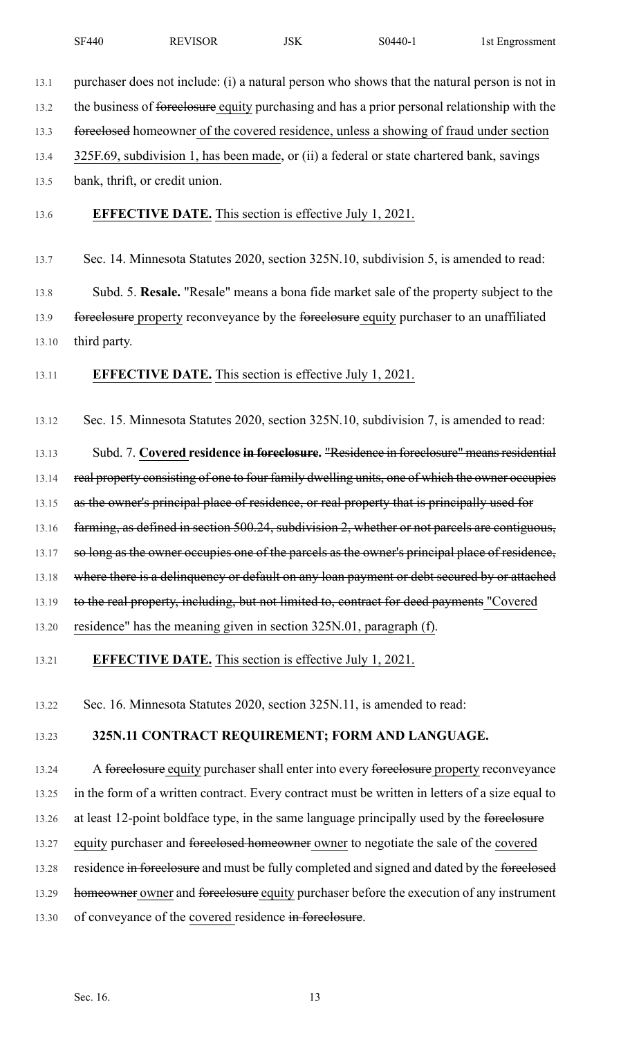purchaser does not include: (i) a natural person who shows that the natural person is not in the business of ~~foreclosure~~ equity purchasing and has a prior personal relationship with the ~~foreclosed~~ homeowner of the covered residence, unless a showing of fraud under section 325F.69, subdivision 1, has been made, or (ii) a federal or state chartered bank, savings bank, thrift, or credit union.

**EFFECTIVE DATE.** This section is effective July 1, 2021.

Sec. 14. Minnesota Statutes 2020, section 325N.10, subdivision 5, is amended to read:

Subd. 5. **Resale.** "Resale" means a bona fide market sale of the property subject to the ~~foreclosure~~ property reconveyance by the ~~foreclosure~~ equity purchaser to an unaffiliated third party.

**EFFECTIVE DATE.** This section is effective July 1, 2021.

Sec. 15. Minnesota Statutes 2020, section 325N.10, subdivision 7, is amended to read:

Subd. 7. **Covered residence ~~in foreclosure~~.** ~~"Residence in foreclosure" means residential real property consisting of one to four family dwelling units, one of which the owner occupies as the owner's principal place of residence, or real property that is principally used for farming, as defined in section 500.24, subdivision 2, whether or not parcels are contiguous, so long as the owner occupies one of the parcels as the owner's principal place of residence, where there is a delinquency or default on any loan payment or debt secured by or attached to the real property, including, but not limited to, contract for deed payments~~ "Covered residence" has the meaning given in section 325N.01, paragraph (f).

**EFFECTIVE DATE.** This section is effective July 1, 2021.

Sec. 16. Minnesota Statutes 2020, section 325N.11, is amended to read:

**325N.11 CONTRACT REQUIREMENT; FORM AND LANGUAGE.**

A ~~foreclosure~~ equity purchaser shall enter into every ~~foreclosure~~ property reconveyance in the form of a written contract. Every contract must be written in letters of a size equal to at least 12-point boldface type, in the same language principally used by the ~~foreclosure~~ equity purchaser and ~~foreclosed homeowner~~ owner to negotiate the sale of the covered residence ~~in foreclosure~~ and must be fully completed and signed and dated by the ~~foreclosed homeowner~~ owner and ~~foreclosure~~ equity purchaser before the execution of any instrument of conveyance of the covered residence ~~in foreclosure~~.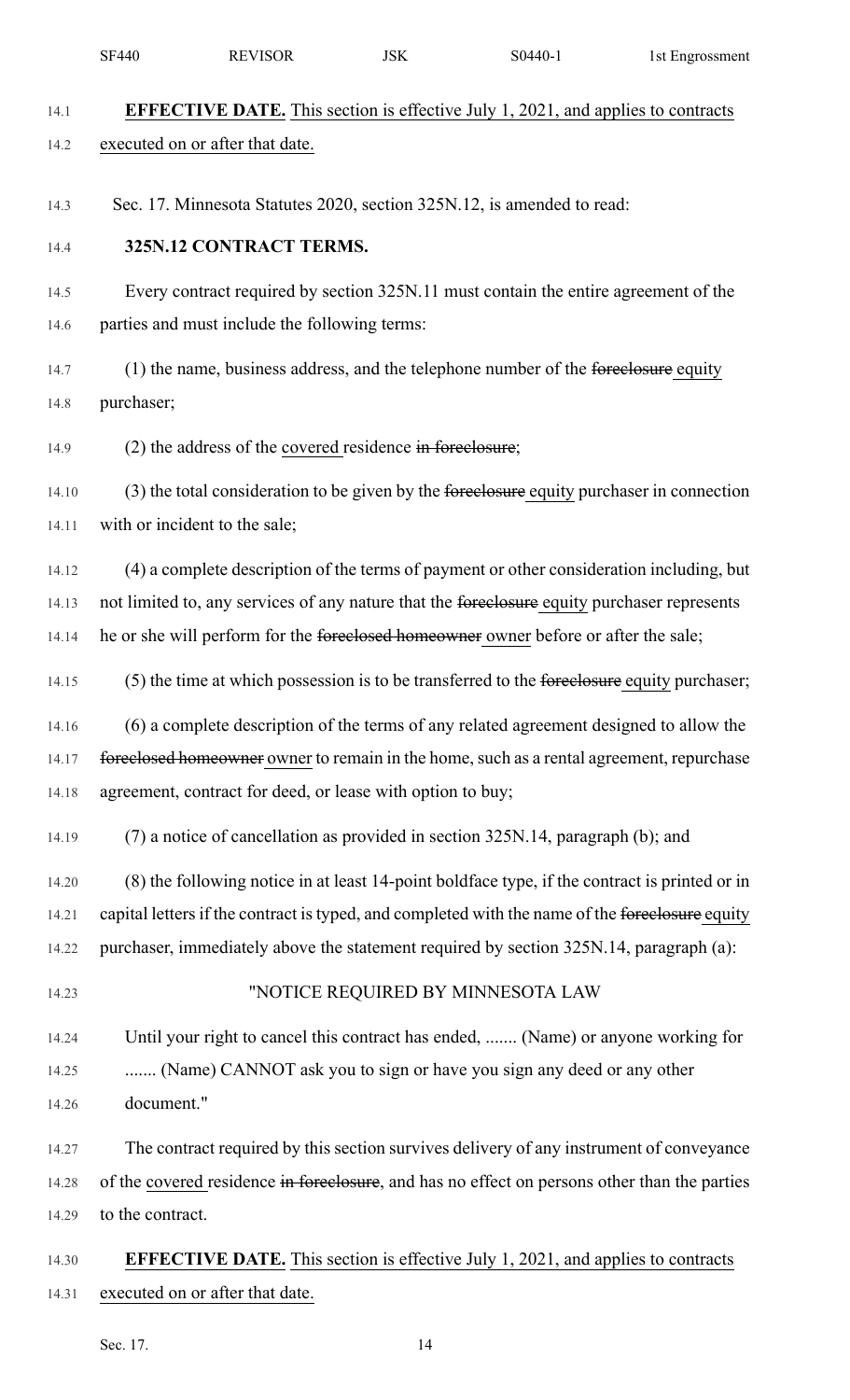**EFFECTIVE DATE.** This section is effective July 1, 2021, and applies to contracts executed on or after that date.

Sec. 17. Minnesota Statutes 2020, section 325N.12, is amended to read:

**325N.12 CONTRACT TERMS.**

Every contract required by section 325N.11 must contain the entire agreement of the parties and must include the following terms:

(1) the name, business address, and the telephone number of the ~~foreclosure~~ equity purchaser;

(2) the address of the covered residence ~~in foreclosure~~;

(3) the total consideration to be given by the ~~foreclosure~~ equity purchaser in connection with or incident to the sale;

(4) a complete description of the terms of payment or other consideration including, but not limited to, any services of any nature that the ~~foreclosure~~ equity purchaser represents he or she will perform for the ~~foreclosed homeowner~~ owner before or after the sale;

(5) the time at which possession is to be transferred to the ~~foreclosure~~ equity purchaser;

(6) a complete description of the terms of any related agreement designed to allow the ~~foreclosed homeowner~~ owner to remain in the home, such as a rental agreement, repurchase agreement, contract for deed, or lease with option to buy;

(7) a notice of cancellation as provided in section 325N.14, paragraph (b); and

(8) the following notice in at least 14-point boldface type, if the contract is printed or in capital letters if the contract is typed, and completed with the name of the ~~foreclosure~~ equity purchaser, immediately above the statement required by section 325N.14, paragraph (a):

"NOTICE REQUIRED BY MINNESOTA LAW

Until your right to cancel this contract has ended, ....... (Name) or anyone working for ....... (Name) CANNOT ask you to sign or have you sign any deed or any other document."

The contract required by this section survives delivery of any instrument of conveyance of the covered residence ~~in foreclosure~~, and has no effect on persons other than the parties to the contract.

**EFFECTIVE DATE.** This section is effective July 1, 2021, and applies to contracts executed on or after that date.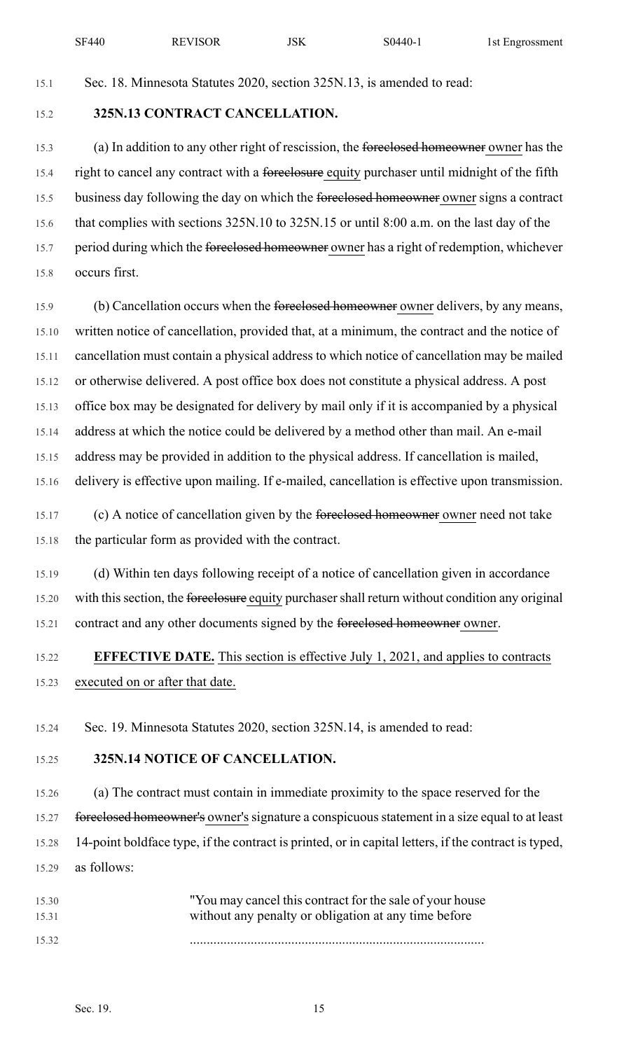Sec. 18. Minnesota Statutes 2020, section 325N.13, is amended to read:

**325N.13 CONTRACT CANCELLATION.**

(a) In addition to any other right of rescission, the ~~foreclosed homeowner~~ owner has the right to cancel any contract with a ~~foreclosure~~ equity purchaser until midnight of the fifth business day following the day on which the ~~foreclosed homeowner~~ owner signs a contract that complies with sections 325N.10 to 325N.15 or until 8:00 a.m. on the last day of the period during which the ~~foreclosed homeowner~~ owner has a right of redemption, whichever occurs first.

(b) Cancellation occurs when the ~~foreclosed homeowner~~ owner delivers, by any means, written notice of cancellation, provided that, at a minimum, the contract and the notice of cancellation must contain a physical address to which notice of cancellation may be mailed or otherwise delivered. A post office box does not constitute a physical address. A post office box may be designated for delivery by mail only if it is accompanied by a physical address at which the notice could be delivered by a method other than mail. An e-mail address may be provided in addition to the physical address. If cancellation is mailed, delivery is effective upon mailing. If e-mailed, cancellation is effective upon transmission.

(c) A notice of cancellation given by the ~~foreclosed homeowner~~ owner need not take the particular form as provided with the contract.

(d) Within ten days following receipt of a notice of cancellation given in accordance with this section, the ~~foreclosure~~ equity purchaser shall return without condition any original contract and any other documents signed by the ~~foreclosed homeowner~~ owner.

**EFFECTIVE DATE.** This section is effective July 1, 2021, and applies to contracts executed on or after that date.

Sec. 19. Minnesota Statutes 2020, section 325N.14, is amended to read:

**325N.14 NOTICE OF CANCELLATION.**

(a) The contract must contain in immediate proximity to the space reserved for the ~~foreclosed homeowner's~~ owner's signature a conspicuous statement in a size equal to at least 14-point boldface type, if the contract is printed, or in capital letters, if the contract is typed, as follows:

"You may cancel this contract for the sale of your house without any penalty or obligation at any time before

.....................................................................................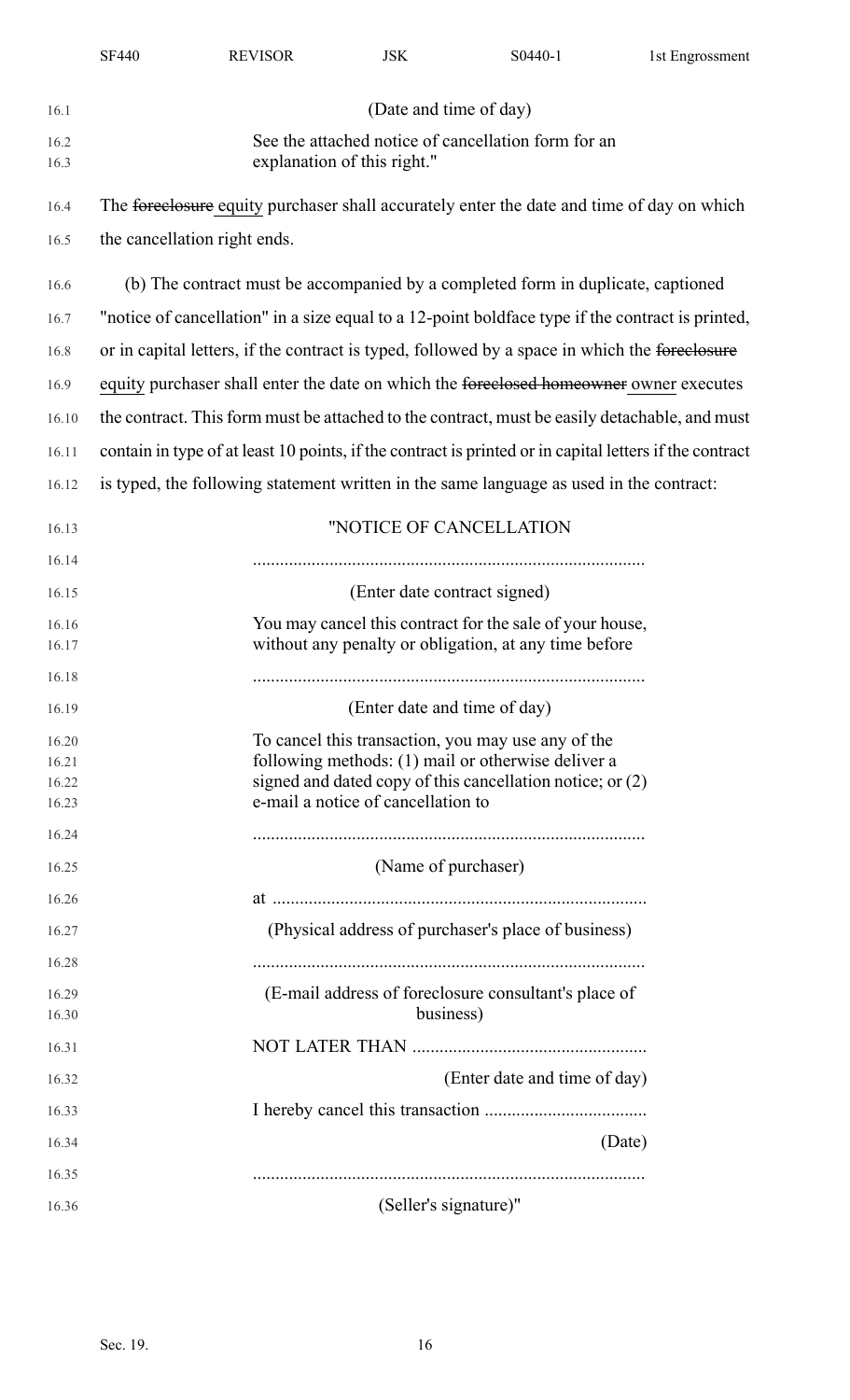(Date and time of day)

See the attached notice of cancellation form for an explanation of this right."

The ~~foreclosure~~ equity purchaser shall accurately enter the date and time of day on which the cancellation right ends.

(b) The contract must be accompanied by a completed form in duplicate, captioned "notice of cancellation" in a size equal to a 12-point boldface type if the contract is printed, or in capital letters, if the contract is typed, followed by a space in which the ~~foreclosure~~ equity purchaser shall enter the date on which the ~~foreclosed homeowner~~ owner executes the contract. This form must be attached to the contract, must be easily detachable, and must contain in type of at least 10 points, if the contract is printed or in capital letters if the contract is typed, the following statement written in the same language as used in the contract:

"NOTICE OF CANCELLATION

.......................................................................................

(Enter date contract signed)

You may cancel this contract for the sale of your house, without any penalty or obligation, at any time before

.......................................................................................

(Enter date and time of day)

To cancel this transaction, you may use any of the following methods: (1) mail or otherwise deliver a signed and dated copy of this cancellation notice; or (2) e-mail a notice of cancellation to

.......................................................................................

(Name of purchaser)

at ..................................................................................

(Physical address of purchaser's place of business)

.......................................................................................

(E-mail address of foreclosure consultant's place of business)

NOT LATER THAN ...................................................

(Enter date and time of day)

I hereby cancel this transaction ....................................

(Date)

.......................................................................................

(Seller's signature)"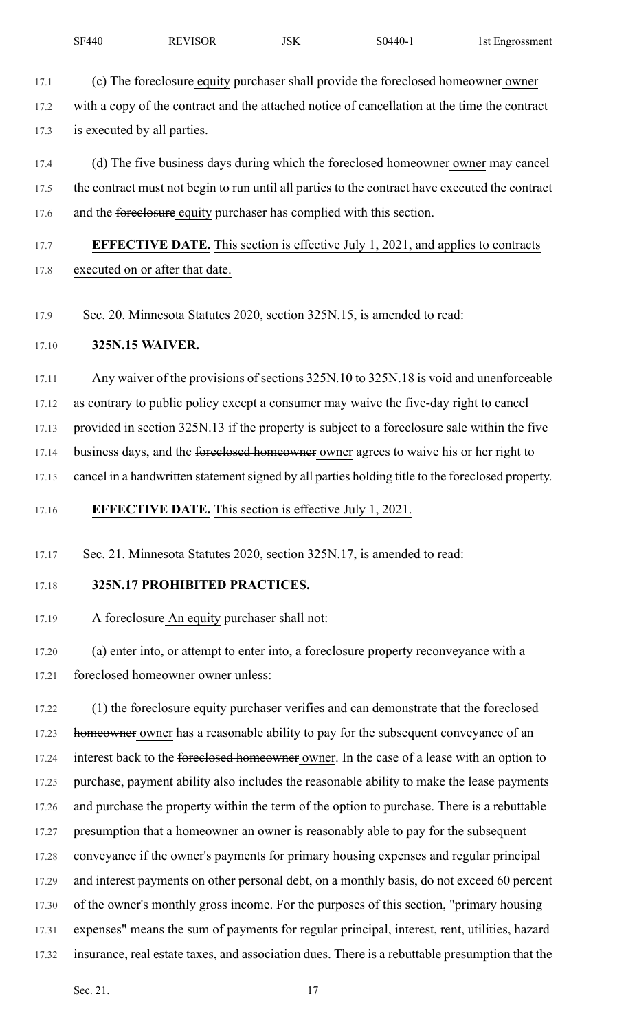(c) The ~~foreclosure~~ equity purchaser shall provide the ~~foreclosed homeowner~~ owner with a copy of the contract and the attached notice of cancellation at the time the contract is executed by all parties.

(d) The five business days during which the ~~foreclosed homeowner~~ owner may cancel the contract must not begin to run until all parties to the contract have executed the contract and the ~~foreclosure~~ equity purchaser has complied with this section.

**EFFECTIVE DATE.** This section is effective July 1, 2021, and applies to contracts executed on or after that date.

Sec. 20. Minnesota Statutes 2020, section 325N.15, is amended to read:

**325N.15 WAIVER.**

Any waiver of the provisions of sections 325N.10 to 325N.18 is void and unenforceable as contrary to public policy except a consumer may waive the five-day right to cancel provided in section 325N.13 if the property is subject to a foreclosure sale within the five business days, and the ~~foreclosed homeowner~~ owner agrees to waive his or her right to cancel in a handwritten statement signed by all parties holding title to the foreclosed property.

**EFFECTIVE DATE.** This section is effective July 1, 2021.

Sec. 21. Minnesota Statutes 2020, section 325N.17, is amended to read:

**325N.17 PROHIBITED PRACTICES.**

~~A foreclosure~~ An equity purchaser shall not:

(a) enter into, or attempt to enter into, a ~~foreclosure~~ property reconveyance with a ~~foreclosed homeowner~~ owner unless:

(1) the ~~foreclosure~~ equity purchaser verifies and can demonstrate that the ~~foreclosed homeowner~~ owner has a reasonable ability to pay for the subsequent conveyance of an interest back to the ~~foreclosed homeowner~~ owner. In the case of a lease with an option to purchase, payment ability also includes the reasonable ability to make the lease payments and purchase the property within the term of the option to purchase. There is a rebuttable presumption that ~~a homeowner~~ an owner is reasonably able to pay for the subsequent conveyance if the owner's payments for primary housing expenses and regular principal and interest payments on other personal debt, on a monthly basis, do not exceed 60 percent of the owner's monthly gross income. For the purposes of this section, "primary housing expenses" means the sum of payments for regular principal, interest, rent, utilities, hazard insurance, real estate taxes, and association dues. There is a rebuttable presumption that the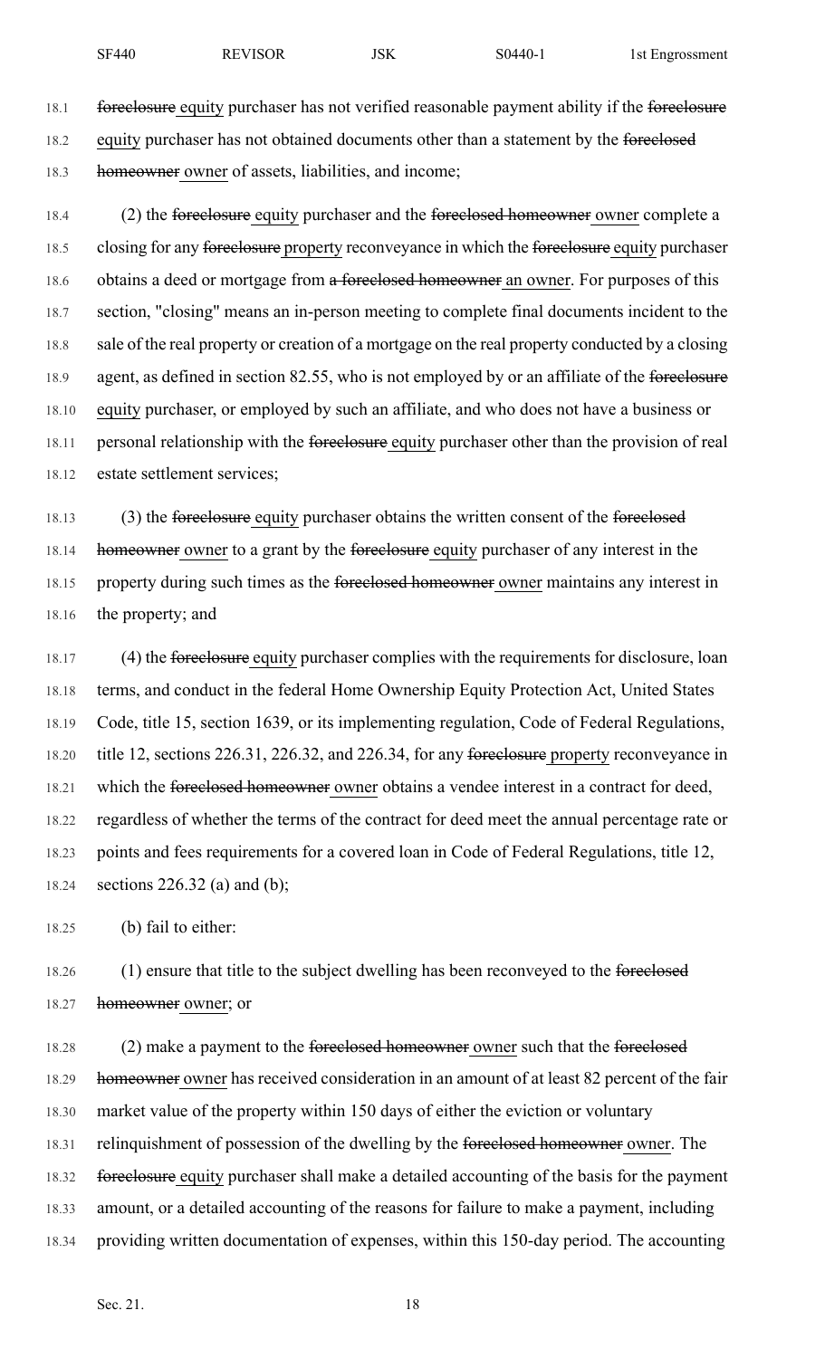~~foreclosure~~ equity purchaser has not verified reasonable payment ability if the ~~foreclosure~~ equity purchaser has not obtained documents other than a statement by the ~~foreclosed homeowner~~ owner of assets, liabilities, and income;

(2) the ~~foreclosure~~ equity purchaser and the ~~foreclosed homeowner~~ owner complete a closing for any ~~foreclosure~~ property reconveyance in which the ~~foreclosure~~ equity purchaser obtains a deed or mortgage from ~~a foreclosed homeowner~~ an owner. For purposes of this section, "closing" means an in-person meeting to complete final documents incident to the sale of the real property or creation of a mortgage on the real property conducted by a closing agent, as defined in section 82.55, who is not employed by or an affiliate of the ~~foreclosure~~ equity purchaser, or employed by such an affiliate, and who does not have a business or personal relationship with the ~~foreclosure~~ equity purchaser other than the provision of real estate settlement services;

(3) the ~~foreclosure~~ equity purchaser obtains the written consent of the ~~foreclosed homeowner~~ owner to a grant by the ~~foreclosure~~ equity purchaser of any interest in the property during such times as the ~~foreclosed homeowner~~ owner maintains any interest in the property; and

(4) the ~~foreclosure~~ equity purchaser complies with the requirements for disclosure, loan terms, and conduct in the federal Home Ownership Equity Protection Act, United States Code, title 15, section 1639, or its implementing regulation, Code of Federal Regulations, title 12, sections 226.31, 226.32, and 226.34, for any ~~foreclosure~~ property reconveyance in which the ~~foreclosed homeowner~~ owner obtains a vendee interest in a contract for deed, regardless of whether the terms of the contract for deed meet the annual percentage rate or points and fees requirements for a covered loan in Code of Federal Regulations, title 12, sections 226.32 (a) and (b);

(b) fail to either:

(1) ensure that title to the subject dwelling has been reconveyed to the ~~foreclosed homeowner~~ owner; or

(2) make a payment to the ~~foreclosed homeowner~~ owner such that the ~~foreclosed homeowner~~ owner has received consideration in an amount of at least 82 percent of the fair market value of the property within 150 days of either the eviction or voluntary relinquishment of possession of the dwelling by the ~~foreclosed homeowner~~ owner. The ~~foreclosure~~ equity purchaser shall make a detailed accounting of the basis for the payment amount, or a detailed accounting of the reasons for failure to make a payment, including providing written documentation of expenses, within this 150-day period. The accounting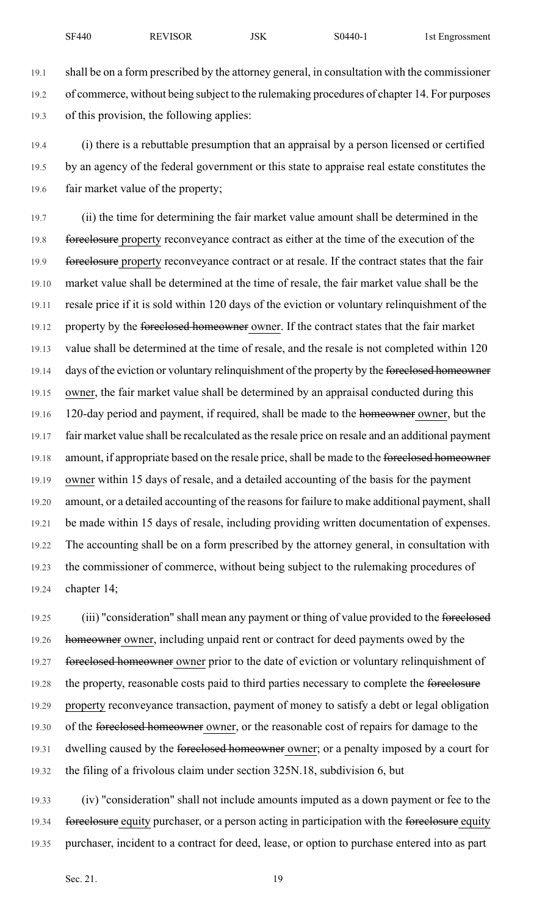shall be on a form prescribed by the attorney general, in consultation with the commissioner of commerce, without being subject to the rulemaking procedures of chapter 14. For purposes of this provision, the following applies:

(i) there is a rebuttable presumption that an appraisal by a person licensed or certified by an agency of the federal government or this state to appraise real estate constitutes the fair market value of the property;

(ii) the time for determining the fair market value amount shall be determined in the ~~foreclosure~~ property reconveyance contract as either at the time of the execution of the ~~foreclosure~~ property reconveyance contract or at resale. If the contract states that the fair market value shall be determined at the time of resale, the fair market value shall be the resale price if it is sold within 120 days of the eviction or voluntary relinquishment of the property by the ~~foreclosed homeowner~~ owner. If the contract states that the fair market value shall be determined at the time of resale, and the resale is not completed within 120 days of the eviction or voluntary relinquishment of the property by the ~~foreclosed homeowner~~ owner, the fair market value shall be determined by an appraisal conducted during this 120-day period and payment, if required, shall be made to the ~~homeowner~~ owner, but the fair market value shall be recalculated as the resale price on resale and an additional payment amount, if appropriate based on the resale price, shall be made to the ~~foreclosed homeowner~~ owner within 15 days of resale, and a detailed accounting of the basis for the payment amount, or a detailed accounting of the reasons for failure to make additional payment, shall be made within 15 days of resale, including providing written documentation of expenses. The accounting shall be on a form prescribed by the attorney general, in consultation with the commissioner of commerce, without being subject to the rulemaking procedures of chapter 14;

(iii) "consideration" shall mean any payment or thing of value provided to the ~~foreclosed homeowner~~ owner, including unpaid rent or contract for deed payments owed by the ~~foreclosed homeowner~~ owner prior to the date of eviction or voluntary relinquishment of the property, reasonable costs paid to third parties necessary to complete the ~~foreclosure~~ property reconveyance transaction, payment of money to satisfy a debt or legal obligation of the ~~foreclosed homeowner~~ owner, or the reasonable cost of repairs for damage to the dwelling caused by the ~~foreclosed homeowner~~ owner; or a penalty imposed by a court for the filing of a frivolous claim under section 325N.18, subdivision 6, but

(iv) "consideration" shall not include amounts imputed as a down payment or fee to the ~~foreclosure~~ equity purchaser, or a person acting in participation with the ~~foreclosure~~ equity purchaser, incident to a contract for deed, lease, or option to purchase entered into as part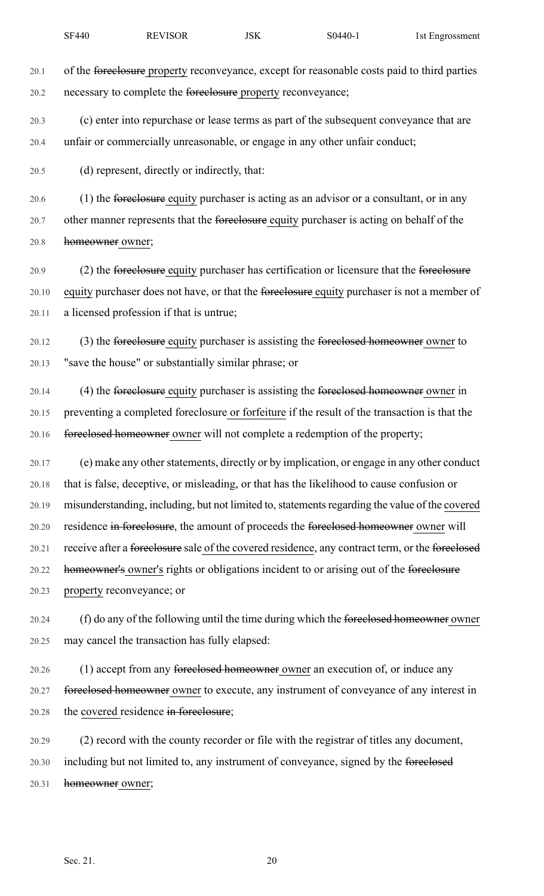of the ~~foreclosure~~ property reconveyance, except for reasonable costs paid to third parties necessary to complete the ~~foreclosure~~ property reconveyance;

(c) enter into repurchase or lease terms as part of the subsequent conveyance that are unfair or commercially unreasonable, or engage in any other unfair conduct;

(d) represent, directly or indirectly, that:

(1) the ~~foreclosure~~ equity purchaser is acting as an advisor or a consultant, or in any other manner represents that the ~~foreclosure~~ equity purchaser is acting on behalf of the ~~homeowner~~ owner;

(2) the ~~foreclosure~~ equity purchaser has certification or licensure that the ~~foreclosure~~ equity purchaser does not have, or that the ~~foreclosure~~ equity purchaser is not a member of a licensed profession if that is untrue;

(3) the ~~foreclosure~~ equity purchaser is assisting the ~~foreclosed homeowner~~ owner to "save the house" or substantially similar phrase; or

(4) the ~~foreclosure~~ equity purchaser is assisting the ~~foreclosed homeowner~~ owner in preventing a completed foreclosure or forfeiture if the result of the transaction is that the ~~foreclosed homeowner~~ owner will not complete a redemption of the property;

(e) make any other statements, directly or by implication, or engage in any other conduct that is false, deceptive, or misleading, or that has the likelihood to cause confusion or misunderstanding, including, but not limited to, statements regarding the value of the covered residence ~~in foreclosure~~, the amount of proceeds the ~~foreclosed homeowner~~ owner will receive after a ~~foreclosure~~ sale of the covered residence, any contract term, or the ~~foreclosed homeowner's~~ owner's rights or obligations incident to or arising out of the ~~foreclosure~~ property reconveyance; or

(f) do any of the following until the time during which the ~~foreclosed homeowner~~ owner may cancel the transaction has fully elapsed:

(1) accept from any ~~foreclosed homeowner~~ owner an execution of, or induce any ~~foreclosed homeowner~~ owner to execute, any instrument of conveyance of any interest in the covered residence ~~in foreclosure~~;

(2) record with the county recorder or file with the registrar of titles any document, including but not limited to, any instrument of conveyance, signed by the ~~foreclosed homeowner~~ owner;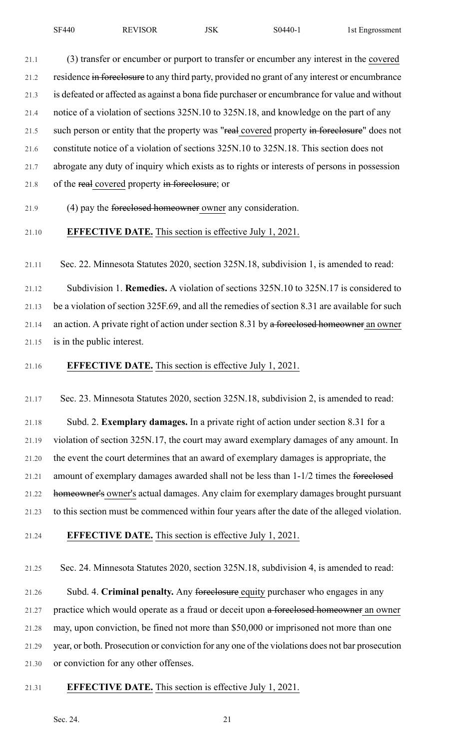(3) transfer or encumber or purport to transfer or encumber any interest in the ~~covered~~ residence ~~in foreclosure~~ to any third party, provided no grant of any interest or encumbrance is defeated or affected as against a bona fide purchaser or encumbrance for value and without notice of a violation of sections 325N.10 to 325N.18, and knowledge on the part of any such person or entity that the property was "~~real~~ covered property ~~in foreclosure~~" does not constitute notice of a violation of sections 325N.10 to 325N.18. This section does not abrogate any duty of inquiry which exists as to rights or interests of persons in possession of the ~~real~~ covered property ~~in foreclosure~~; or

(4) pay the ~~foreclosed homeowner~~ owner any consideration.

**EFFECTIVE DATE.** This section is effective July 1, 2021.

Sec. 22. Minnesota Statutes 2020, section 325N.18, subdivision 1, is amended to read:

Subdivision 1. **Remedies.** A violation of sections 325N.10 to 325N.17 is considered to be a violation of section 325F.69, and all the remedies of section 8.31 are available for such an action. A private right of action under section 8.31 by ~~a foreclosed homeowner~~ an owner is in the public interest.

**EFFECTIVE DATE.** This section is effective July 1, 2021.

Sec. 23. Minnesota Statutes 2020, section 325N.18, subdivision 2, is amended to read:

Subd. 2. **Exemplary damages.** In a private right of action under section 8.31 for a violation of section 325N.17, the court may award exemplary damages of any amount. In the event the court determines that an award of exemplary damages is appropriate, the amount of exemplary damages awarded shall not be less than 1-1/2 times the ~~foreclosed homeowner's~~ owner's actual damages. Any claim for exemplary damages brought pursuant to this section must be commenced within four years after the date of the alleged violation.

**EFFECTIVE DATE.** This section is effective July 1, 2021.

Sec. 24. Minnesota Statutes 2020, section 325N.18, subdivision 4, is amended to read:

Subd. 4. **Criminal penalty.** Any ~~foreclosure~~ equity purchaser who engages in any practice which would operate as a fraud or deceit upon ~~a foreclosed homeowner~~ an owner may, upon conviction, be fined not more than $50,000 or imprisoned not more than one year, or both. Prosecution or conviction for any one of the violations does not bar prosecution or conviction for any other offenses.

**EFFECTIVE DATE.** This section is effective July 1, 2021.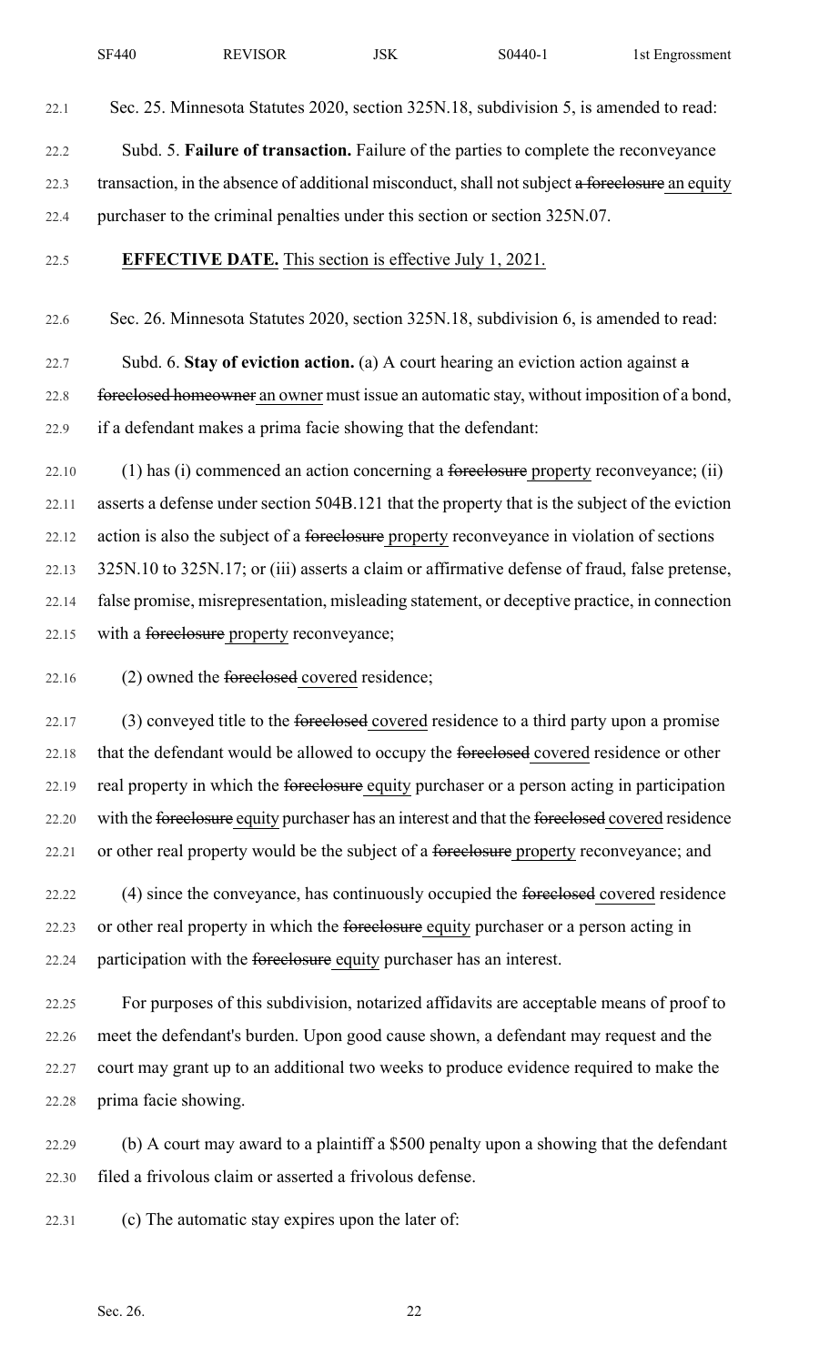Sec. 25. Minnesota Statutes 2020, section 325N.18, subdivision 5, is amended to read:

Subd. 5. **Failure of transaction.** Failure of the parties to complete the reconveyance transaction, in the absence of additional misconduct, shall not subject ~~a foreclosure~~ an equity purchaser to the criminal penalties under this section or section 325N.07.

**EFFECTIVE DATE.** This section is effective July 1, 2021.

Sec. 26. Minnesota Statutes 2020, section 325N.18, subdivision 6, is amended to read:

Subd. 6. **Stay of eviction action.** (a) A court hearing an eviction action against ~~a foreclosed homeowner~~ an owner must issue an automatic stay, without imposition of a bond, if a defendant makes a prima facie showing that the defendant:

(1) has (i) commenced an action concerning a ~~foreclosure~~ property reconveyance; (ii) asserts a defense under section 504B.121 that the property that is the subject of the eviction action is also the subject of a ~~foreclosure~~ property reconveyance in violation of sections 325N.10 to 325N.17; or (iii) asserts a claim or affirmative defense of fraud, false pretense, false promise, misrepresentation, misleading statement, or deceptive practice, in connection with a ~~foreclosure~~ property reconveyance;

(2) owned the ~~foreclosed~~ covered residence;

(3) conveyed title to the ~~foreclosed~~ covered residence to a third party upon a promise that the defendant would be allowed to occupy the ~~foreclosed~~ covered residence or other real property in which the ~~foreclosure~~ equity purchaser or a person acting in participation with the ~~foreclosure~~ equity purchaser has an interest and that the ~~foreclosed~~ covered residence or other real property would be the subject of a ~~foreclosure~~ property reconveyance; and

(4) since the conveyance, has continuously occupied the ~~foreclosed~~ covered residence or other real property in which the ~~foreclosure~~ equity purchaser or a person acting in participation with the ~~foreclosure~~ equity purchaser has an interest.

For purposes of this subdivision, notarized affidavits are acceptable means of proof to meet the defendant's burden. Upon good cause shown, a defendant may request and the court may grant up to an additional two weeks to produce evidence required to make the prima facie showing.

(b) A court may award to a plaintiff a $500 penalty upon a showing that the defendant filed a frivolous claim or asserted a frivolous defense.

(c) The automatic stay expires upon the later of: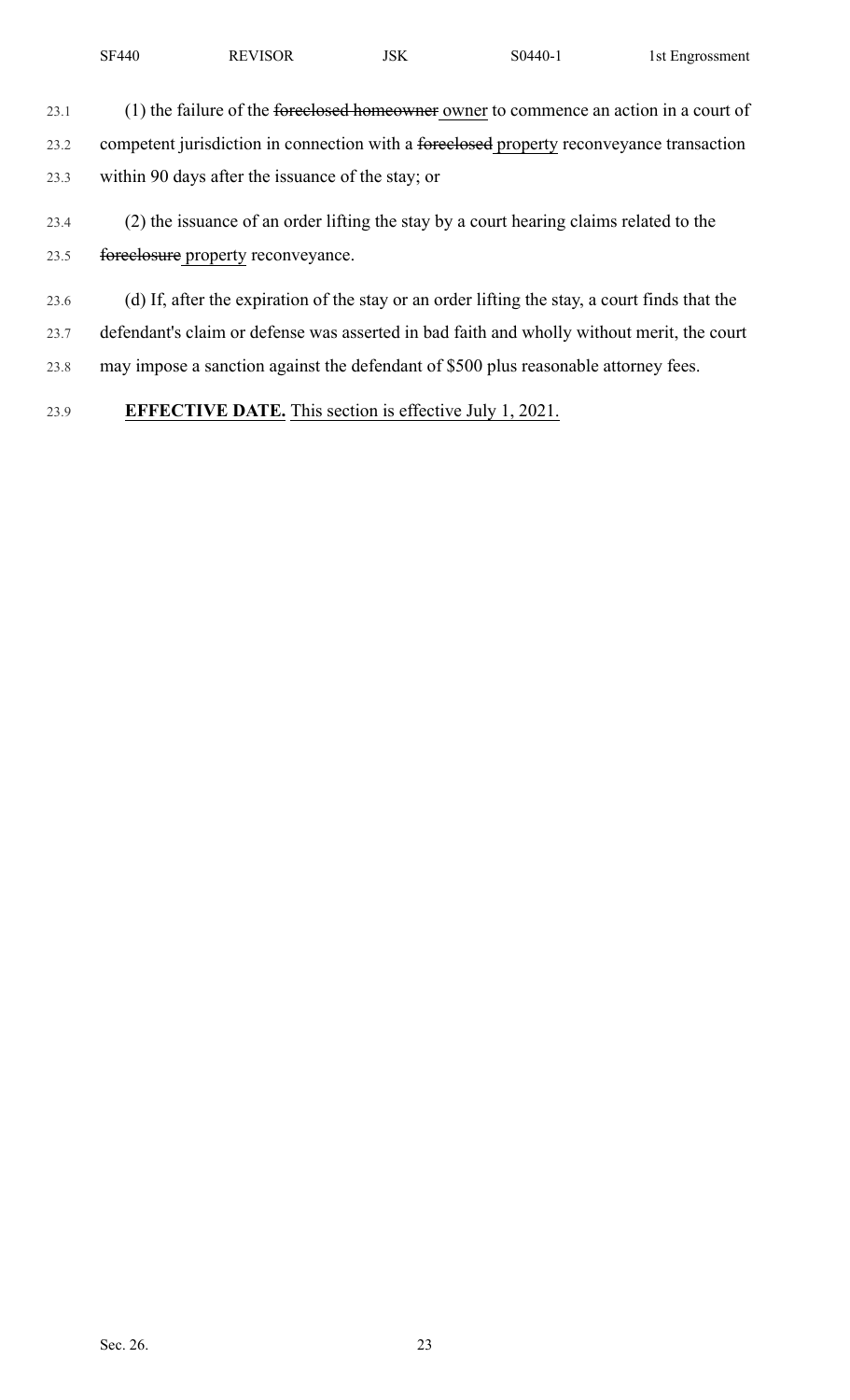(1) the failure of the ~~foreclosed homeowner~~ owner to commence an action in a court of competent jurisdiction in connection with a ~~foreclosed~~ property reconveyance transaction within 90 days after the issuance of the stay; or

(2) the issuance of an order lifting the stay by a court hearing claims related to the ~~foreclosure~~ property reconveyance.

(d) If, after the expiration of the stay or an order lifting the stay, a court finds that the defendant's claim or defense was asserted in bad faith and wholly without merit, the court may impose a sanction against the defendant of $500 plus reasonable attorney fees.

**EFFECTIVE DATE.** This section is effective July 1, 2021.